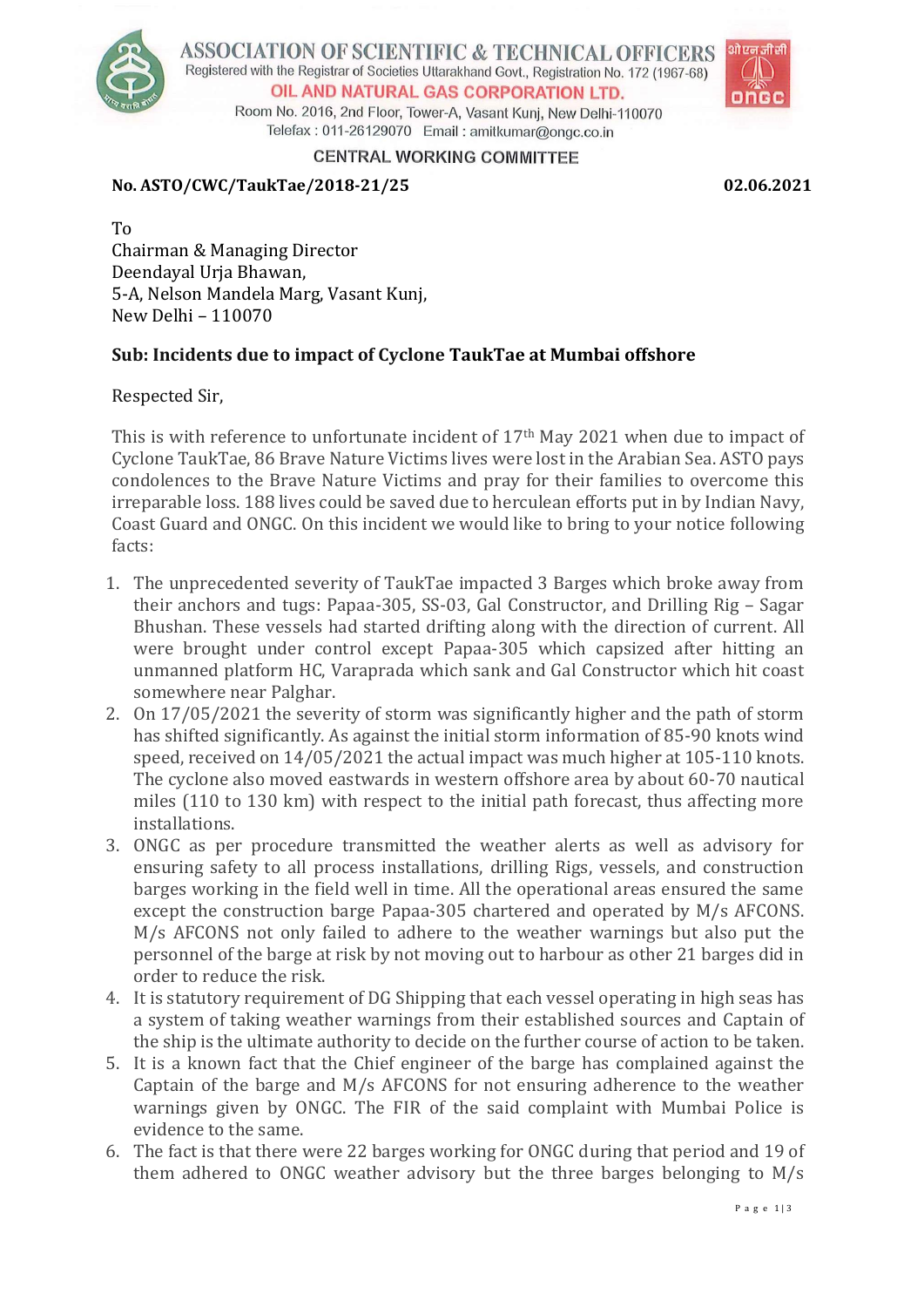# ASSOCIATION OF SCIENTIFIC & TECHNICAL OFFICERS

Registered with the Registrar of Societies Uttarakhand Govt., Registration No. 172 (1967-68)

**OIL AND NATURAL GAS CORPORATION LTD.**

Room No. 2016, 2nd Floor, Tower-A, Vasant Kunj, New Delhi-110070

Telefax : 011-26129070 Email : amitkumar@ongc.co.in

## CENTRAL WORKING COMMITTEE

**No. ASTO/CWC/TaukTae/2018-21/25** **02.06.2021**

To
Chairman & Managing Director
Deendayal Urja Bhawan,
5-A, Nelson Mandela Marg, Vasant Kunj,
New Delhi – 110070

**Sub: Incidents due to impact of Cyclone TaukTae at Mumbai offshore**

Respected Sir,

This is with reference to unfortunate incident of 17th May 2021 when due to impact of Cyclone TaukTae, 86 Brave Nature Victims lives were lost in the Arabian Sea. ASTO pays condolences to the Brave Nature Victims and pray for their families to overcome this irreparable loss. 188 lives could be saved due to herculean efforts put in by Indian Navy, Coast Guard and ONGC. On this incident we would like to bring to your notice following facts:

1. The unprecedented severity of TaukTae impacted 3 Barges which broke away from their anchors and tugs: Papaa-305, SS-03, Gal Constructor, and Drilling Rig – Sagar Bhushan. These vessels had started drifting along with the direction of current. All were brought under control except Papaa-305 which capsized after hitting an unmanned platform HC, Varaprada which sank and Gal Constructor which hit coast somewhere near Palghar.
2. On 17/05/2021 the severity of storm was significantly higher and the path of storm has shifted significantly. As against the initial storm information of 85-90 knots wind speed, received on 14/05/2021 the actual impact was much higher at 105-110 knots. The cyclone also moved eastwards in western offshore area by about 60-70 nautical miles (110 to 130 km) with respect to the initial path forecast, thus affecting more installations.
3. ONGC as per procedure transmitted the weather alerts as well as advisory for ensuring safety to all process installations, drilling Rigs, vessels, and construction barges working in the field well in time. All the operational areas ensured the same except the construction barge Papaa-305 chartered and operated by M/s AFCONS. M/s AFCONS not only failed to adhere to the weather warnings but also put the personnel of the barge at risk by not moving out to harbour as other 21 barges did in order to reduce the risk.
4. It is statutory requirement of DG Shipping that each vessel operating in high seas has a system of taking weather warnings from their established sources and Captain of the ship is the ultimate authority to decide on the further course of action to be taken.
5. It is a known fact that the Chief engineer of the barge has complained against the Captain of the barge and M/s AFCONS for not ensuring adherence to the weather warnings given by ONGC. The FIR of the said complaint with Mumbai Police is evidence to the same.
6. The fact is that there were 22 barges working for ONGC during that period and 19 of them adhered to ONGC weather advisory but the three barges belonging to M/s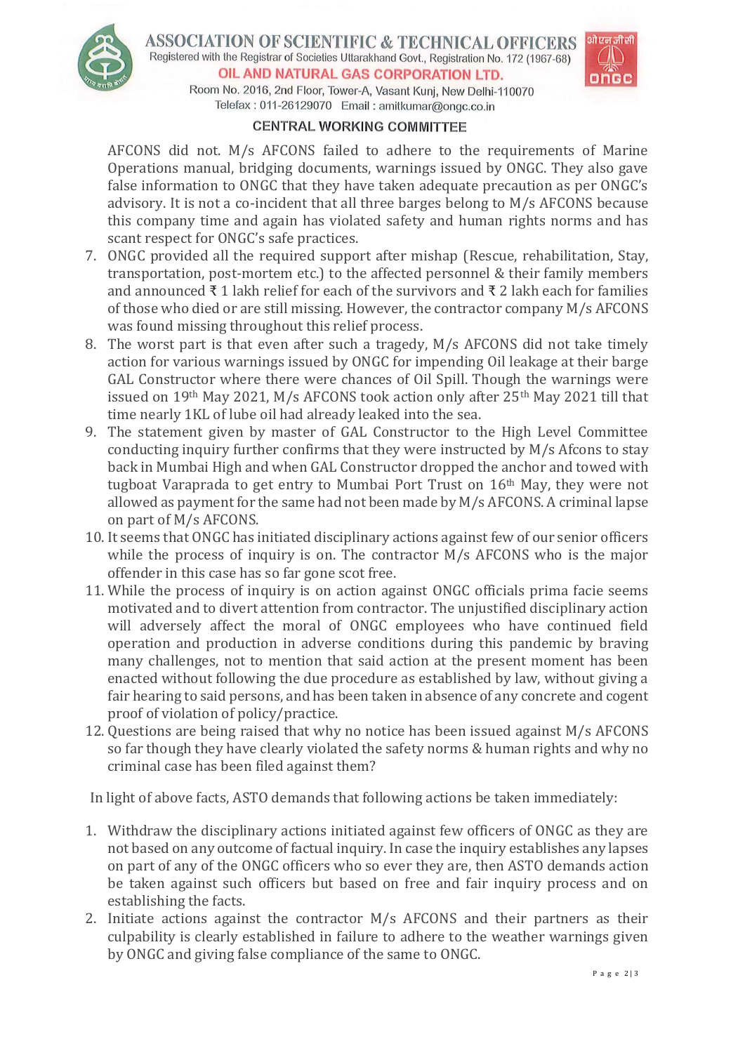AFCONS did not. M/s AFCONS failed to adhere to the requirements of Marine Operations manual, bridging documents, warnings issued by ONGC. They also gave false information to ONGC that they have taken adequate precaution as per ONGC's advisory. It is not a co-incident that all three barges belong to M/s AFCONS because this company time and again has violated safety and human rights norms and has scant respect for ONGC's safe practices.

7. ONGC provided all the required support after mishap (Rescue, rehabilitation, Stay, transportation, post-mortem etc.) to the affected personnel & their family members and announced ₹ 1 lakh relief for each of the survivors and ₹ 2 lakh each for families of those who died or are still missing. However, the contractor company M/s AFCONS was found missing throughout this relief process.
8. The worst part is that even after such a tragedy, M/s AFCONS did not take timely action for various warnings issued by ONGC for impending Oil leakage at their barge GAL Constructor where there were chances of Oil Spill. Though the warnings were issued on 19th May 2021, M/s AFCONS took action only after 25th May 2021 till that time nearly 1KL of lube oil had already leaked into the sea.
9. The statement given by master of GAL Constructor to the High Level Committee conducting inquiry further confirms that they were instructed by M/s Afcons to stay back in Mumbai High and when GAL Constructor dropped the anchor and towed with tugboat Varaprada to get entry to Mumbai Port Trust on 16th May, they were not allowed as payment for the same had not been made by M/s AFCONS. A criminal lapse on part of M/s AFCONS.
10. It seems that ONGC has initiated disciplinary actions against few of our senior officers while the process of inquiry is on. The contractor M/s AFCONS who is the major offender in this case has so far gone scot free.
11. While the process of inquiry is on action against ONGC officials prima facie seems motivated and to divert attention from contractor. The unjustified disciplinary action will adversely affect the moral of ONGC employees who have continued field operation and production in adverse conditions during this pandemic by braving many challenges, not to mention that said action at the present moment has been enacted without following the due procedure as established by law, without giving a fair hearing to said persons, and has been taken in absence of any concrete and cogent proof of violation of policy/practice.
12. Questions are being raised that why no notice has been issued against M/s AFCONS so far though they have clearly violated the safety norms & human rights and why no criminal case has been filed against them?

In light of above facts, ASTO demands that following actions be taken immediately:

1. Withdraw the disciplinary actions initiated against few officers of ONGC as they are not based on any outcome of factual inquiry. In case the inquiry establishes any lapses on part of any of the ONGC officers who so ever they are, then ASTO demands action be taken against such officers but based on free and fair inquiry process and on establishing the facts.
2. Initiate actions against the contractor M/s AFCONS and their partners as their culpability is clearly established in failure to adhere to the weather warnings given by ONGC and giving false compliance of the same to ONGC.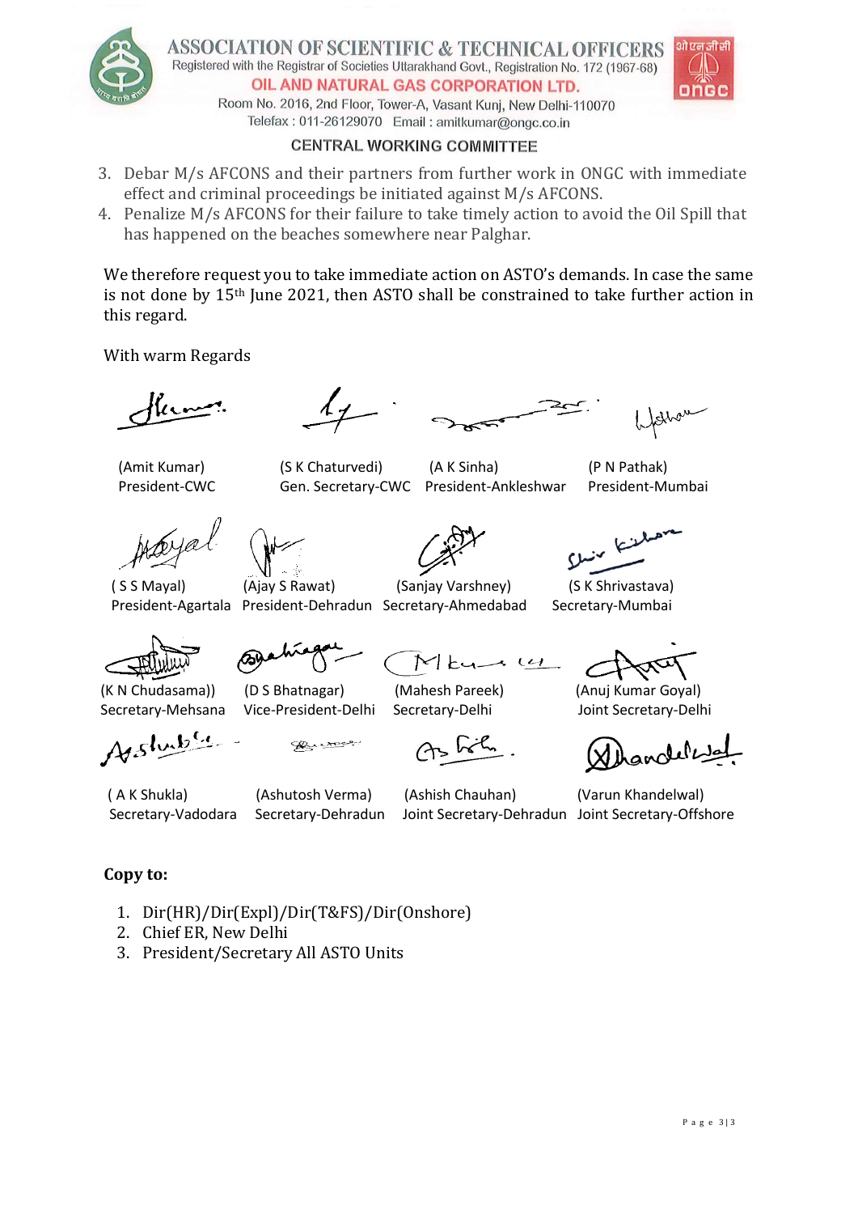3. Debar M/s AFCONS and their partners from further work in ONGC with immediate effect and criminal proceedings be initiated against M/s AFCONS.
4. Penalize M/s AFCONS for their failure to take timely action to avoid the Oil Spill that has happened on the beaches somewhere near Palghar.

We therefore request you to take immediate action on ASTO's demands. In case the same is not done by 15th June 2021, then ASTO shall be constrained to take further action in this regard.

With warm Regards

| | | | |
|---|---|---|---|
| (Amit Kumar) President-CWC | (S K Chaturvedi) Gen. Secretary-CWC | (A K Sinha) President-Ankleshwar | (P N Pathak) President-Mumbai |
| ( S S Mayal) President-Agartala | (Ajay S Rawat) President-Dehradun | (Sanjay Varshney) Secretary-Ahmedabad | (S K Shrivastava) Secretary-Mumbai |
| (K N Chudasama)) Secretary-Mehsana | (D S Bhatnagar) Vice-President-Delhi | (Mahesh Pareek) Secretary-Delhi | (Anuj Kumar Goyal) Joint Secretary-Delhi |
| ( A K Shukla) Secretary-Vadodara | (Ashutosh Verma) Secretary-Dehradun | (Ashish Chauhan) Joint Secretary-Dehradun | (Varun Khandelwal) Joint Secretary-Offshore |

**Copy to:**

1. Dir(HR)/Dir(Expl)/Dir(T&FS)/Dir(Onshore)
2. Chief ER, New Delhi
3. President/Secretary All ASTO Units